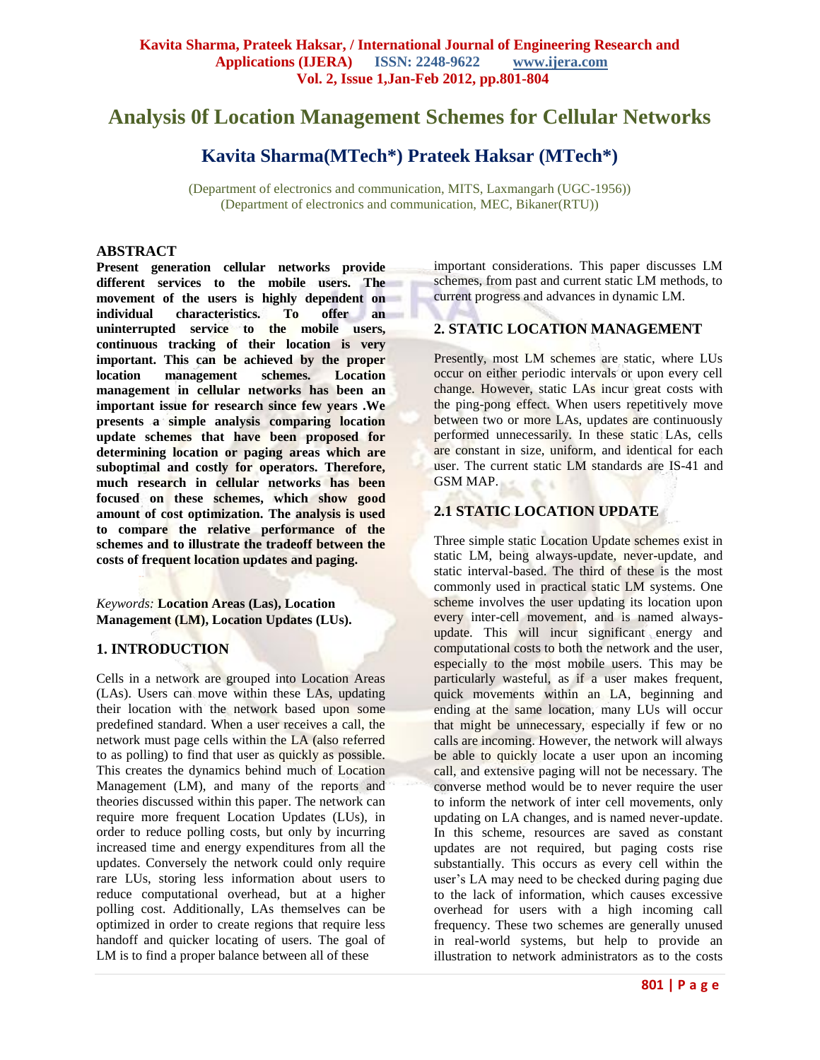# Analysis 0f Location Management Schemes for Cellular Networks

## Kavita Sharma(MTech*) Prateek Haksar (MTech*)

(Department of electronics and communication, MITS, Laxmangarh (UGC-1956))
(Department of electronics and communication, MEC, Bikaner(RTU))

### ABSTRACT

**Present generation cellular networks provide different services to the mobile users. The movement of the users is highly dependent on individual characteristics. To offer an uninterrupted service to the mobile users, continuous tracking of their location is very important. This can be achieved by the proper location management schemes. Location management in cellular networks has been an important issue for research since few years .We presents a simple analysis comparing location update schemes that have been proposed for determining location or paging areas which are suboptimal and costly for operators. Therefore, much research in cellular networks has been focused on these schemes, which show good amount of cost optimization. The analysis is used to compare the relative performance of the schemes and to illustrate the tradeoff between the costs of frequent location updates and paging.**

*Keywords:* **Location Areas (Las), Location Management (LM), Location Updates (LUs).**

### 1. INTRODUCTION

Cells in a network are grouped into Location Areas (LAs). Users can move within these LAs, updating their location with the network based upon some predefined standard. When a user receives a call, the network must page cells within the LA (also referred to as polling) to find that user as quickly as possible. This creates the dynamics behind much of Location Management (LM), and many of the reports and theories discussed within this paper. The network can require more frequent Location Updates (LUs), in order to reduce polling costs, but only by incurring increased time and energy expenditures from all the updates. Conversely the network could only require rare LUs, storing less information about users to reduce computational overhead, but at a higher polling cost. Additionally, LAs themselves can be optimized in order to create regions that require less handoff and quicker locating of users. The goal of LM is to find a proper balance between all of these important considerations. This paper discusses LM schemes, from past and current static LM methods, to current progress and advances in dynamic LM.

### 2. STATIC LOCATION MANAGEMENT

Presently, most LM schemes are static, where LUs occur on either periodic intervals or upon every cell change. However, static LAs incur great costs with the ping-pong effect. When users repetitively move between two or more LAs, updates are continuously performed unnecessarily. In these static LAs, cells are constant in size, uniform, and identical for each user. The current static LM standards are IS-41 and GSM MAP.

### 2.1 STATIC LOCATION UPDATE

Three simple static Location Update schemes exist in static LM, being always-update, never-update, and static interval-based. The third of these is the most commonly used in practical static LM systems. One scheme involves the user updating its location upon every inter-cell movement, and is named always-update. This will incur significant energy and computational costs to both the network and the user, especially to the most mobile users. This may be particularly wasteful, as if a user makes frequent, quick movements within an LA, beginning and ending at the same location, many LUs will occur that might be unnecessary, especially if few or no calls are incoming. However, the network will always be able to quickly locate a user upon an incoming call, and extensive paging will not be necessary. The converse method would be to never require the user to inform the network of inter cell movements, only updating on LA changes, and is named never-update. In this scheme, resources are saved as constant updates are not required, but paging costs rise substantially. This occurs as every cell within the user's LA may need to be checked during paging due to the lack of information, which causes excessive overhead for users with a high incoming call frequency. These two schemes are generally unused in real-world systems, but help to provide an illustration to network administrators as to the costs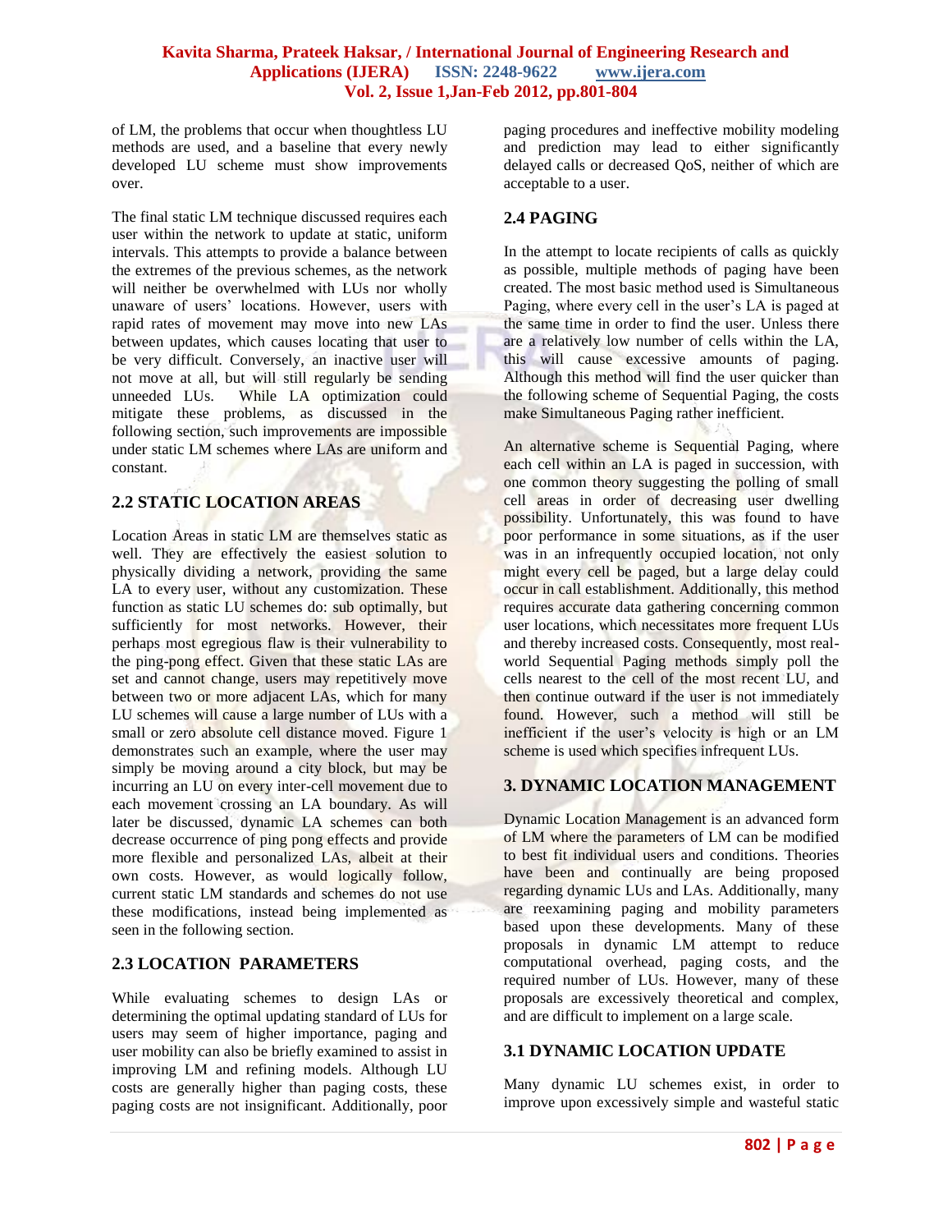of LM, the problems that occur when thoughtless LU methods are used, and a baseline that every newly developed LU scheme must show improvements over.

The final static LM technique discussed requires each user within the network to update at static, uniform intervals. This attempts to provide a balance between the extremes of the previous schemes, as the network will neither be overwhelmed with LUs nor wholly unaware of users' locations. However, users with rapid rates of movement may move into new LAs between updates, which causes locating that user to be very difficult. Conversely, an inactive user will not move at all, but will still regularly be sending unneeded LUs. While LA optimization could mitigate these problems, as discussed in the following section, such improvements are impossible under static LM schemes where LAs are uniform and constant.

## 2.2 STATIC LOCATION AREAS

Location Areas in static LM are themselves static as well. They are effectively the easiest solution to physically dividing a network, providing the same LA to every user, without any customization. These function as static LU schemes do: sub optimally, but sufficiently for most networks. However, their perhaps most egregious flaw is their vulnerability to the ping-pong effect. Given that these static LAs are set and cannot change, users may repetitively move between two or more adjacent LAs, which for many LU schemes will cause a large number of LUs with a small or zero absolute cell distance moved. Figure 1 demonstrates such an example, where the user may simply be moving around a city block, but may be incurring an LU on every inter-cell movement due to each movement crossing an LA boundary. As will later be discussed, dynamic LA schemes can both decrease occurrence of ping pong effects and provide more flexible and personalized LAs, albeit at their own costs. However, as would logically follow, current static LM standards and schemes do not use these modifications, instead being implemented as seen in the following section.

## 2.3 LOCATION PARAMETERS

While evaluating schemes to design LAs or determining the optimal updating standard of LUs for users may seem of higher importance, paging and user mobility can also be briefly examined to assist in improving LM and refining models. Although LU costs are generally higher than paging costs, these paging costs are not insignificant. Additionally, poor paging procedures and ineffective mobility modeling and prediction may lead to either significantly delayed calls or decreased QoS, neither of which are acceptable to a user.

## 2.4 PAGING

In the attempt to locate recipients of calls as quickly as possible, multiple methods of paging have been created. The most basic method used is Simultaneous Paging, where every cell in the user's LA is paged at the same time in order to find the user. Unless there are a relatively low number of cells within the LA, this will cause excessive amounts of paging. Although this method will find the user quicker than the following scheme of Sequential Paging, the costs make Simultaneous Paging rather inefficient.

An alternative scheme is Sequential Paging, where each cell within an LA is paged in succession, with one common theory suggesting the polling of small cell areas in order of decreasing user dwelling possibility. Unfortunately, this was found to have poor performance in some situations, as if the user was in an infrequently occupied location, not only might every cell be paged, but a large delay could occur in call establishment. Additionally, this method requires accurate data gathering concerning common user locations, which necessitates more frequent LUs and thereby increased costs. Consequently, most real-world Sequential Paging methods simply poll the cells nearest to the cell of the most recent LU, and then continue outward if the user is not immediately found. However, such a method will still be inefficient if the user's velocity is high or an LM scheme is used which specifies infrequent LUs.

# 3. DYNAMIC LOCATION MANAGEMENT

Dynamic Location Management is an advanced form of LM where the parameters of LM can be modified to best fit individual users and conditions. Theories have been and continually are being proposed regarding dynamic LUs and LAs. Additionally, many are reexamining paging and mobility parameters based upon these developments. Many of these proposals in dynamic LM attempt to reduce computational overhead, paging costs, and the required number of LUs. However, many of these proposals are excessively theoretical and complex, and are difficult to implement on a large scale.

## 3.1 DYNAMIC LOCATION UPDATE

Many dynamic LU schemes exist, in order to improve upon excessively simple and wasteful static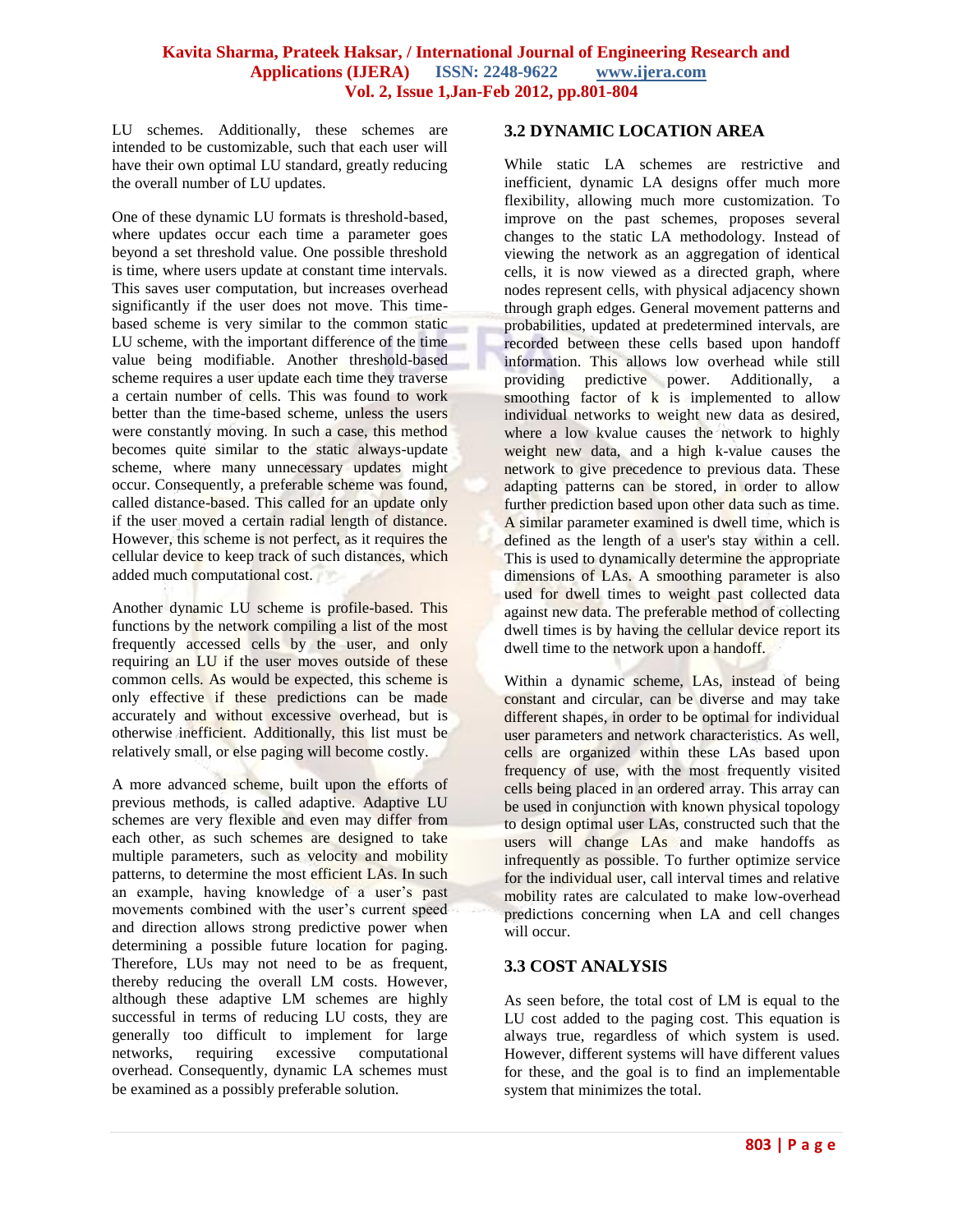LU schemes. Additionally, these schemes are intended to be customizable, such that each user will have their own optimal LU standard, greatly reducing the overall number of LU updates.

One of these dynamic LU formats is threshold-based, where updates occur each time a parameter goes beyond a set threshold value. One possible threshold is time, where users update at constant time intervals. This saves user computation, but increases overhead significantly if the user does not move. This time-based scheme is very similar to the common static LU scheme, with the important difference of the time value being modifiable. Another threshold-based scheme requires a user update each time they traverse a certain number of cells. This was found to work better than the time-based scheme, unless the users were constantly moving. In such a case, this method becomes quite similar to the static always-update scheme, where many unnecessary updates might occur. Consequently, a preferable scheme was found, called distance-based. This called for an update only if the user moved a certain radial length of distance. However, this scheme is not perfect, as it requires the cellular device to keep track of such distances, which added much computational cost.

Another dynamic LU scheme is profile-based. This functions by the network compiling a list of the most frequently accessed cells by the user, and only requiring an LU if the user moves outside of these common cells. As would be expected, this scheme is only effective if these predictions can be made accurately and without excessive overhead, but is otherwise inefficient. Additionally, this list must be relatively small, or else paging will become costly.

A more advanced scheme, built upon the efforts of previous methods, is called adaptive. Adaptive LU schemes are very flexible and even may differ from each other, as such schemes are designed to take multiple parameters, such as velocity and mobility patterns, to determine the most efficient LAs. In such an example, having knowledge of a user's past movements combined with the user's current speed and direction allows strong predictive power when determining a possible future location for paging. Therefore, LUs may not need to be as frequent, thereby reducing the overall LM costs. However, although these adaptive LM schemes are highly successful in terms of reducing LU costs, they are generally too difficult to implement for large networks, requiring excessive computational overhead. Consequently, dynamic LA schemes must be examined as a possibly preferable solution.

## 3.2 DYNAMIC LOCATION AREA

While static LA schemes are restrictive and inefficient, dynamic LA designs offer much more flexibility, allowing much more customization. To improve on the past schemes, proposes several changes to the static LA methodology. Instead of viewing the network as an aggregation of identical cells, it is now viewed as a directed graph, where nodes represent cells, with physical adjacency shown through graph edges. General movement patterns and probabilities, updated at predetermined intervals, are recoded between these cells based upon handoff information. This allows low overhead while still providing predictive power. Additionally, a smoothing factor of k is implemented to allow individual networks to weight new data as desired, where a low kvalue causes the network to highly weight new data, and a high k-value causes the network to give precedence to previous data. These adapting patterns can be stored, in order to allow further prediction based upon other data such as time. A similar parameter examined is dwell time, which is defined as the length of a user's stay within a cell. This is used to dynamically determine the appropriate dimensions of LAs. A smoothing parameter is also used for dwell times to weight past collected data against new data. The preferable method of collecting dwell times is by having the cellular device report its dwell time to the network upon a handoff.

Within a dynamic scheme, LAs, instead of being constant and circular, can be diverse and may take different shapes, in order to be optimal for individual user parameters and network characteristics. As well, cells are organized within these LAs based upon frequency of use, with the most frequently visited cells being placed in an ordered array. This array can be used in conjunction with known physical topology to design optimal user LAs, constructed such that the users will change LAs and make handoffs as infrequently as possible. To further optimize service for the individual user, call interval times and relative mobility rates are calculated to make low-overhead predictions concerning when LA and cell changes will occur.

## 3.3 COST ANALYSIS

As seen before, the total cost of LM is equal to the LU cost added to the paging cost. This equation is always true, regardless of which system is used. However, different systems will have different values for these, and the goal is to find an implementable system that minimizes the total.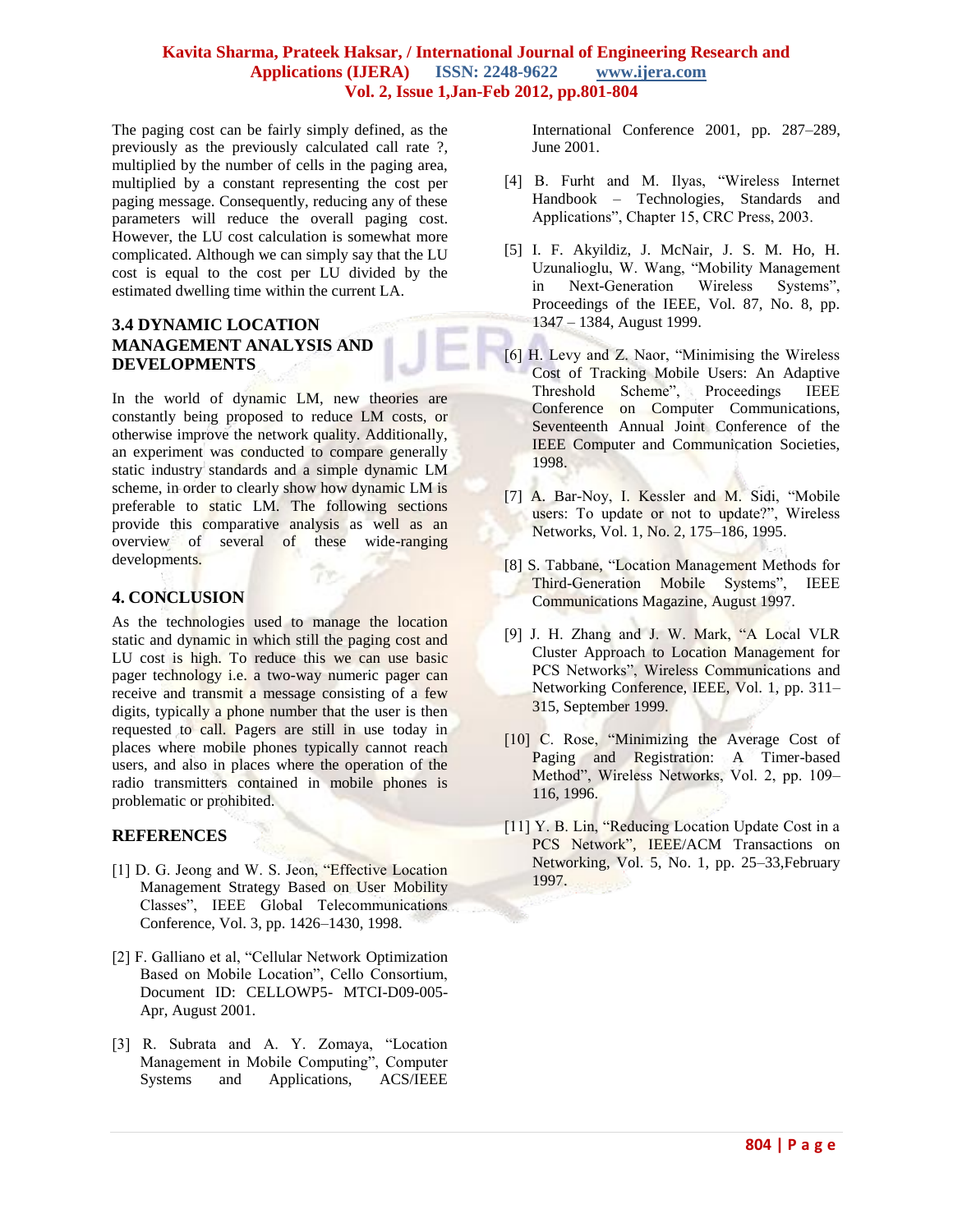The paging cost can be fairly simply defined, as the previously as the previously calculated call rate ?, multiplied by the number of cells in the paging area, multiplied by a constant representing the cost per paging message. Consequently, reducing any of these parameters will reduce the overall paging cost. However, the LU cost calculation is somewhat more complicated. Although we can simply say that the LU cost is equal to the cost per LU divided by the estimated dwelling time within the current LA.

### 3.4 DYNAMIC LOCATION MANAGEMENT ANALYSIS AND DEVELOPMENTS

In the world of dynamic LM, new theories are constantly being proposed to reduce LM costs, or otherwise improve the network quality. Additionally, an experiment was conducted to compare generally static industry standards and a simple dynamic LM scheme, in order to clearly show how dynamic LM is preferable to static LM. The following sections provide this comparative analysis as well as an overview of several of these wide-ranging developments.

## 4. CONCLUSION

As the technologies used to manage the location static and dynamic in which still the paging cost and LU cost is high. To reduce this we can use basic pager technology i.e. a two-way numeric pager can receive and transmit a message consisting of a few digits, typically a phone number that the user is then requested to call. Pagers are still in use today in places where mobile phones typically cannot reach users, and also in places where the operation of the radio transmitters contained in mobile phones is problematic or prohibited.

## REFERENCES

[1] D. G. Jeong and W. S. Jeon, "Effective Location Management Strategy Based on User Mobility Classes", IEEE Global Telecommunications Conference, Vol. 3, pp. 1426–1430, 1998.

[2] F. Galliano et al, "Cellular Network Optimization Based on Mobile Location", Cello Consortium, Document ID: CELLOWP5- MTCI-D09-005-Apr, August 2001.

[3] R. Subrata and A. Y. Zomaya, "Location Management in Mobile Computing", Computer Systems and Applications, ACS/IEEE International Conference 2001, pp. 287–289, June 2001.

[4] B. Furht and M. Ilyas, "Wireless Internet Handbook – Technologies, Standards and Applications", Chapter 15, CRC Press, 2003.

[5] I. F. Akyildiz, J. McNair, J. S. M. Ho, H. Uzunalioglu, W. Wang, "Mobility Management in Next-Generation Wireless Systems", Proceedings of the IEEE, Vol. 87, No. 8, pp. 1347 – 1384, August 1999.

[6] H. Levy and Z. Naor, "Minimising the Wireless Cost of Tracking Mobile Users: An Adaptive Threshold Scheme", Proceedings IEEE Conference on Computer Communications, Seventeenth Annual Joint Conference of the IEEE Computer and Communication Societies, 1998.

[7] A. Bar-Noy, I. Kessler and M. Sidi, "Mobile users: To update or not to update?", Wireless Networks, Vol. 1, No. 2, 175–186, 1995.

[8] S. Tabbane, "Location Management Methods for Third-Generation Mobile Systems", IEEE Communications Magazine, August 1997.

[9] J. H. Zhang and J. W. Mark, "A Local VLR Cluster Approach to Location Management for PCS Networks", Wireless Communications and Networking Conference, IEEE, Vol. 1, pp. 311–315, September 1999.

[10] C. Rose, "Minimizing the Average Cost of Paging and Registration: A Timer-based Method", Wireless Networks, Vol. 2, pp. 109–116, 1996.

[11] Y. B. Lin, "Reducing Location Update Cost in a PCS Network", IEEE/ACM Transactions on Networking, Vol. 5, No. 1, pp. 25–33,February 1997.